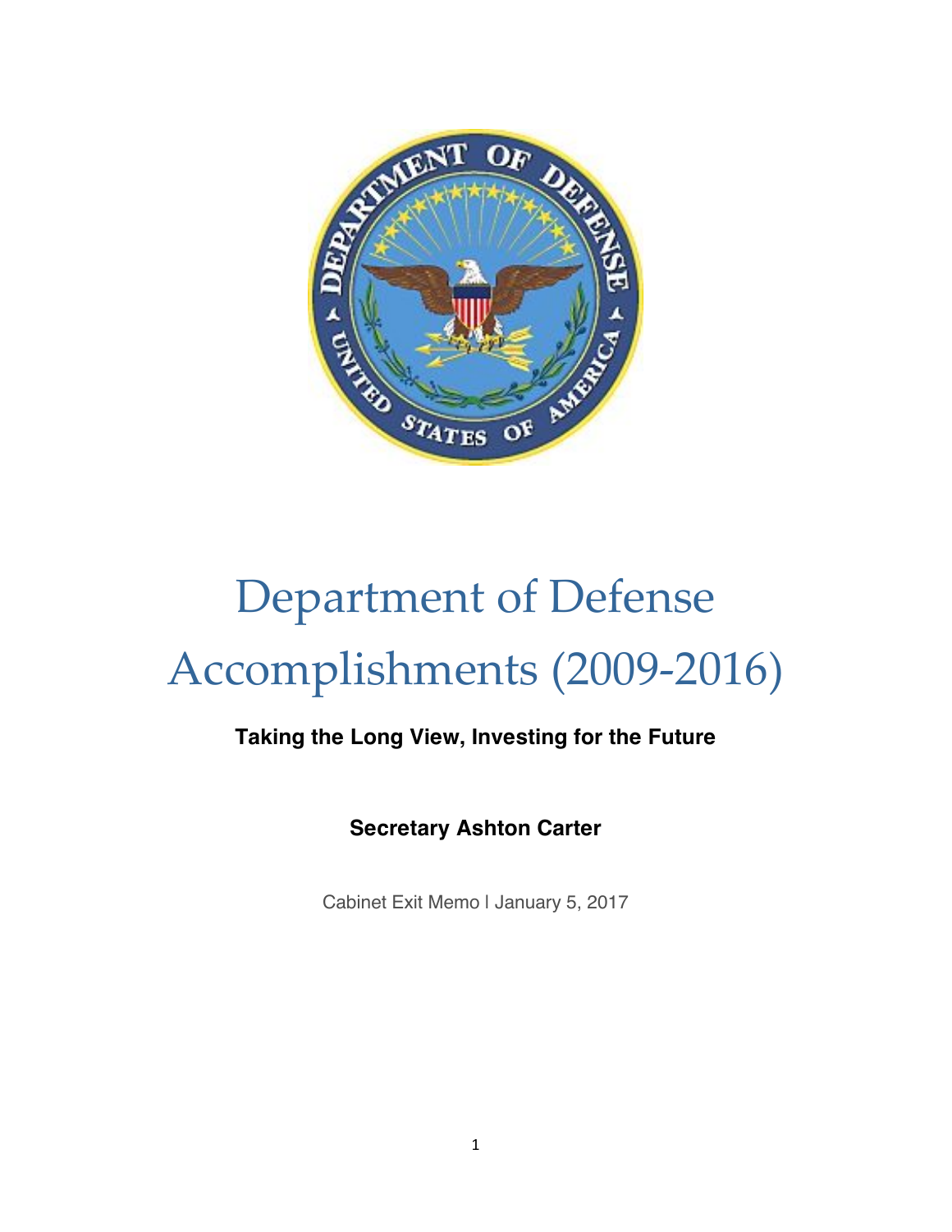# Department of Defense Accomplishments (2009-2016)

**Taking the Long View, Investing for the Future**

**Secretary Ashton Carter**

Cabinet Exit Memo | January 5, 2017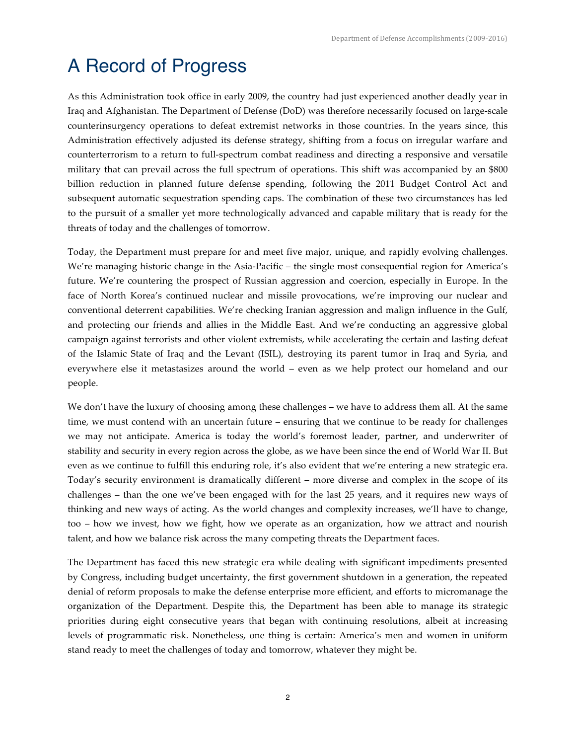# A Record of Progress

As this Administration took office in early 2009, the country had just experienced another deadly year in Iraq and Afghanistan. The Department of Defense (DoD) was therefore necessarily focused on large-scale counterinsurgency operations to defeat extremist networks in those countries. In the years since, this Administration effectively adjusted its defense strategy, shifting from a focus on irregular warfare and counterterrorism to a return to full-spectrum combat readiness and directing a responsive and versatile military that can prevail across the full spectrum of operations. This shift was accompanied by an $800 billion reduction in planned future defense spending, following the 2011 Budget Control Act and subsequent automatic sequestration spending caps. The combination of these two circumstances has led to the pursuit of a smaller yet more technologically advanced and capable military that is ready for the threats of today and the challenges of tomorrow.

Today, the Department must prepare for and meet five major, unique, and rapidly evolving challenges. We're managing historic change in the Asia-Pacific – the single most consequential region for America's future. We're countering the prospect of Russian aggression and coercion, especially in Europe. In the face of North Korea's continued nuclear and missile provocations, we're improving our nuclear and conventional deterrent capabilities. We're checking Iranian aggression and malign influence in the Gulf, and protecting our friends and allies in the Middle East. And we're conducting an aggressive global campaign against terrorists and other violent extremists, while accelerating the certain and lasting defeat of the Islamic State of Iraq and the Levant (ISIL), destroying its parent tumor in Iraq and Syria, and everywhere else it metastasizes around the world – even as we help protect our homeland and our people.

We don't have the luxury of choosing among these challenges – we have to address them all. At the same time, we must contend with an uncertain future – ensuring that we continue to be ready for challenges we may not anticipate. America is today the world's foremost leader, partner, and underwriter of stability and security in every region across the globe, as we have been since the end of World War II. But even as we continue to fulfill this enduring role, it's also evident that we're entering a new strategic era. Today's security environment is dramatically different – more diverse and complex in the scope of its challenges – than the one we've been engaged with for the last 25 years, and it requires new ways of thinking and new ways of acting. As the world changes and complexity increases, we'll have to change, too – how we invest, how we fight, how we operate as an organization, how we attract and nourish talent, and how we balance risk across the many competing threats the Department faces.

The Department has faced this new strategic era while dealing with significant impediments presented by Congress, including budget uncertainty, the first government shutdown in a generation, the repeated denial of reform proposals to make the defense enterprise more efficient, and efforts to micromanage the organization of the Department. Despite this, the Department has been able to manage its strategic priorities during eight consecutive years that began with continuing resolutions, albeit at increasing levels of programmatic risk. Nonetheless, one thing is certain: America's men and women in uniform stand ready to meet the challenges of today and tomorrow, whatever they might be.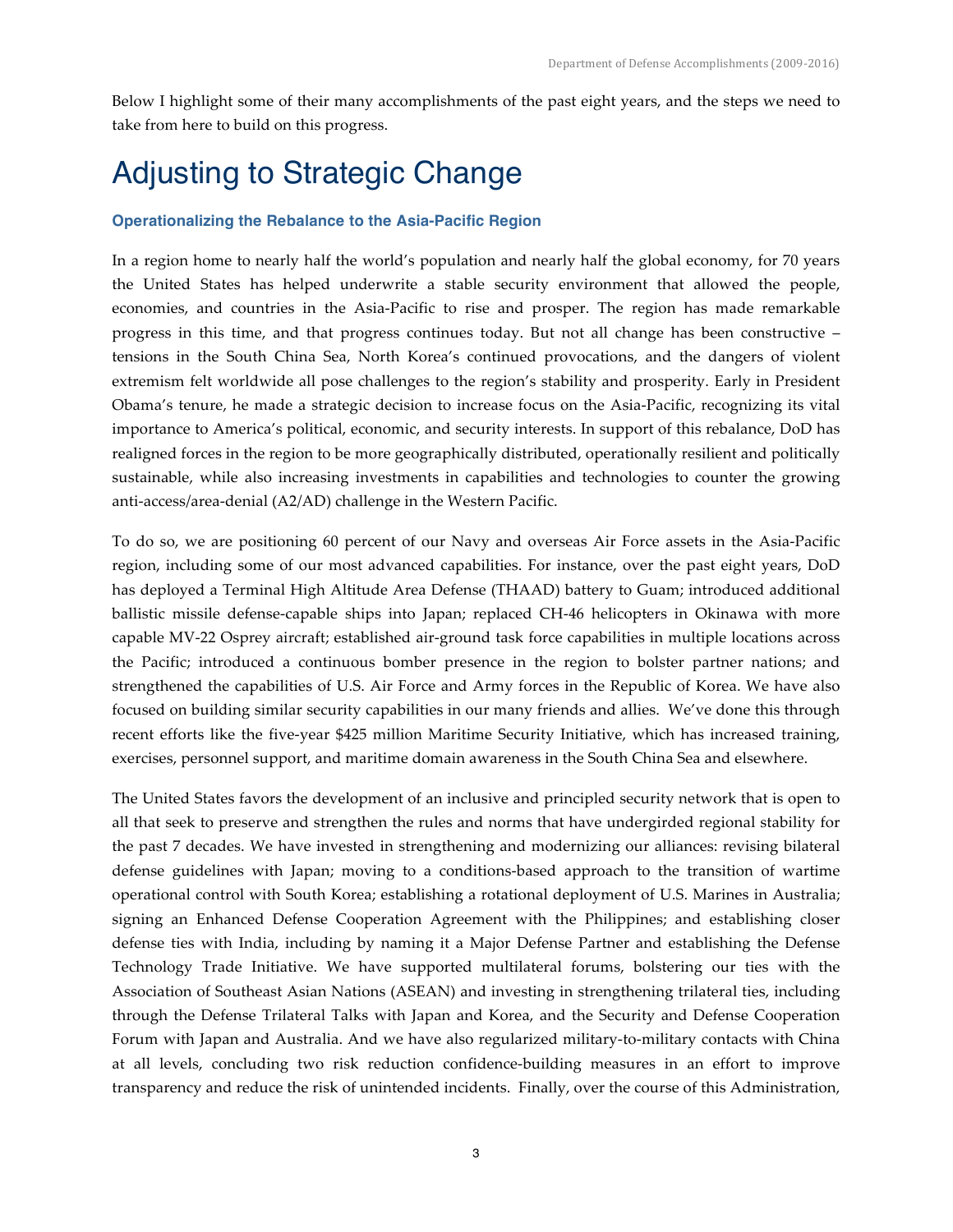Below I highlight some of their many accomplishments of the past eight years, and the steps we need to take from here to build on this progress.

# Adjusting to Strategic Change

### Operationalizing the Rebalance to the Asia-Pacific Region

In a region home to nearly half the world's population and nearly half the global economy, for 70 years the United States has helped underwrite a stable security environment that allowed the people, economies, and countries in the Asia-Pacific to rise and prosper. The region has made remarkable progress in this time, and that progress continues today. But not all change has been constructive – tensions in the South China Sea, North Korea's continued provocations, and the dangers of violent extremism felt worldwide all pose challenges to the region's stability and prosperity. Early in President Obama's tenure, he made a strategic decision to increase focus on the Asia-Pacific, recognizing its vital importance to America's political, economic, and security interests. In support of this rebalance, DoD has realigned forces in the region to be more geographically distributed, operationally resilient and politically sustainable, while also increasing investments in capabilities and technologies to counter the growing anti-access/area-denial (A2/AD) challenge in the Western Pacific.

To do so, we are positioning 60 percent of our Navy and overseas Air Force assets in the Asia-Pacific region, including some of our most advanced capabilities. For instance, over the past eight years, DoD has deployed a Terminal High Altitude Area Defense (THAAD) battery to Guam; introduced additional ballistic missile defense-capable ships into Japan; replaced CH-46 helicopters in Okinawa with more capable MV-22 Osprey aircraft; established air-ground task force capabilities in multiple locations across the Pacific; introduced a continuous bomber presence in the region to bolster partner nations; and strengthened the capabilities of U.S. Air Force and Army forces in the Republic of Korea. We have also focused on building similar security capabilities in our many friends and allies. We've done this through recent efforts like the five-year $425 million Maritime Security Initiative, which has increased training, exercises, personnel support, and maritime domain awareness in the South China Sea and elsewhere.

The United States favors the development of an inclusive and principled security network that is open to all that seek to preserve and strengthen the rules and norms that have undergirded regional stability for the past 7 decades. We have invested in strengthening and modernizing our alliances: revising bilateral defense guidelines with Japan; moving to a conditions-based approach to the transition of wartime operational control with South Korea; establishing a rotational deployment of U.S. Marines in Australia; signing an Enhanced Defense Cooperation Agreement with the Philippines; and establishing closer defense ties with India, including by naming it a Major Defense Partner and establishing the Defense Technology Trade Initiative. We have supported multilateral forums, bolstering our ties with the Association of Southeast Asian Nations (ASEAN) and investing in strengthening trilateral ties, including through the Defense Trilateral Talks with Japan and Korea, and the Security and Defense Cooperation Forum with Japan and Australia. And we have also regularized military-to-military contacts with China at all levels, concluding two risk reduction confidence-building measures in an effort to improve transparency and reduce the risk of unintended incidents. Finally, over the course of this Administration,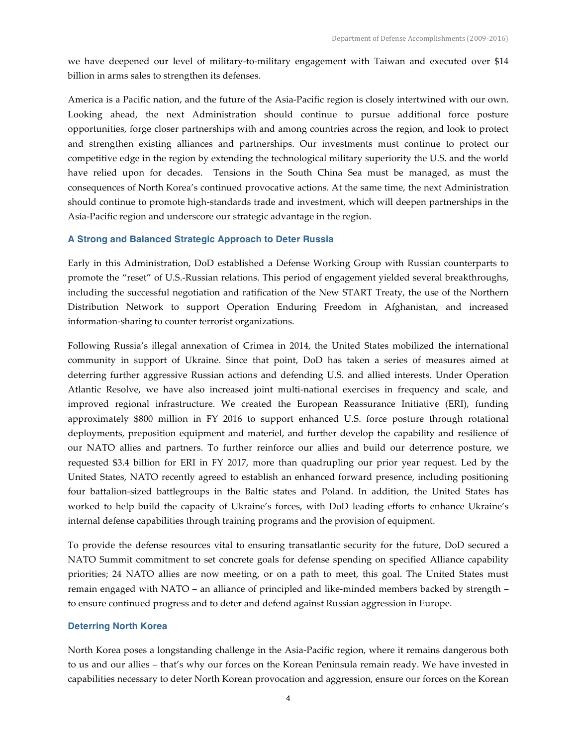we have deepened our level of military-to-military engagement with Taiwan and executed over $14 billion in arms sales to strengthen its defenses.

America is a Pacific nation, and the future of the Asia-Pacific region is closely intertwined with our own. Looking ahead, the next Administration should continue to pursue additional force posture opportunities, forge closer partnerships with and among countries across the region, and look to protect and strengthen existing alliances and partnerships. Our investments must continue to protect our competitive edge in the region by extending the technological military superiority the U.S. and the world have relied upon for decades. Tensions in the South China Sea must be managed, as must the consequences of North Korea's continued provocative actions. At the same time, the next Administration should continue to promote high-standards trade and investment, which will deepen partnerships in the Asia-Pacific region and underscore our strategic advantage in the region.

### A Strong and Balanced Strategic Approach to Deter Russia

Early in this Administration, DoD established a Defense Working Group with Russian counterparts to promote the "reset" of U.S.-Russian relations. This period of engagement yielded several breakthroughs, including the successful negotiation and ratification of the New START Treaty, the use of the Northern Distribution Network to support Operation Enduring Freedom in Afghanistan, and increased information-sharing to counter terrorist organizations.

Following Russia's illegal annexation of Crimea in 2014, the United States mobilized the international community in support of Ukraine. Since that point, DoD has taken a series of measures aimed at deterring further aggressive Russian actions and defending U.S. and allied interests. Under Operation Atlantic Resolve, we have also increased joint multi-national exercises in frequency and scale, and improved regional infrastructure. We created the European Reassurance Initiative (ERI), funding approximately $800 million in FY 2016 to support enhanced U.S. force posture through rotational deployments, preposition equipment and materiel, and further develop the capability and resilience of our NATO allies and partners. To further reinforce our allies and build our deterrence posture, we requested $3.4 billion for ERI in FY 2017, more than quadrupling our prior year request. Led by the United States, NATO recently agreed to establish an enhanced forward presence, including positioning four battalion-sized battlegroups in the Baltic states and Poland. In addition, the United States has worked to help build the capacity of Ukraine's forces, with DoD leading efforts to enhance Ukraine's internal defense capabilities through training programs and the provision of equipment.

To provide the defense resources vital to ensuring transatlantic security for the future, DoD secured a NATO Summit commitment to set concrete goals for defense spending on specified Alliance capability priorities; 24 NATO allies are now meeting, or on a path to meet, this goal. The United States must remain engaged with NATO – an alliance of principled and like-minded members backed by strength – to ensure continued progress and to deter and defend against Russian aggression in Europe.

### Deterring North Korea

North Korea poses a longstanding challenge in the Asia-Pacific region, where it remains dangerous both to us and our allies – that's why our forces on the Korean Peninsula remain ready. We have invested in capabilities necessary to deter North Korean provocation and aggression, ensure our forces on the Korean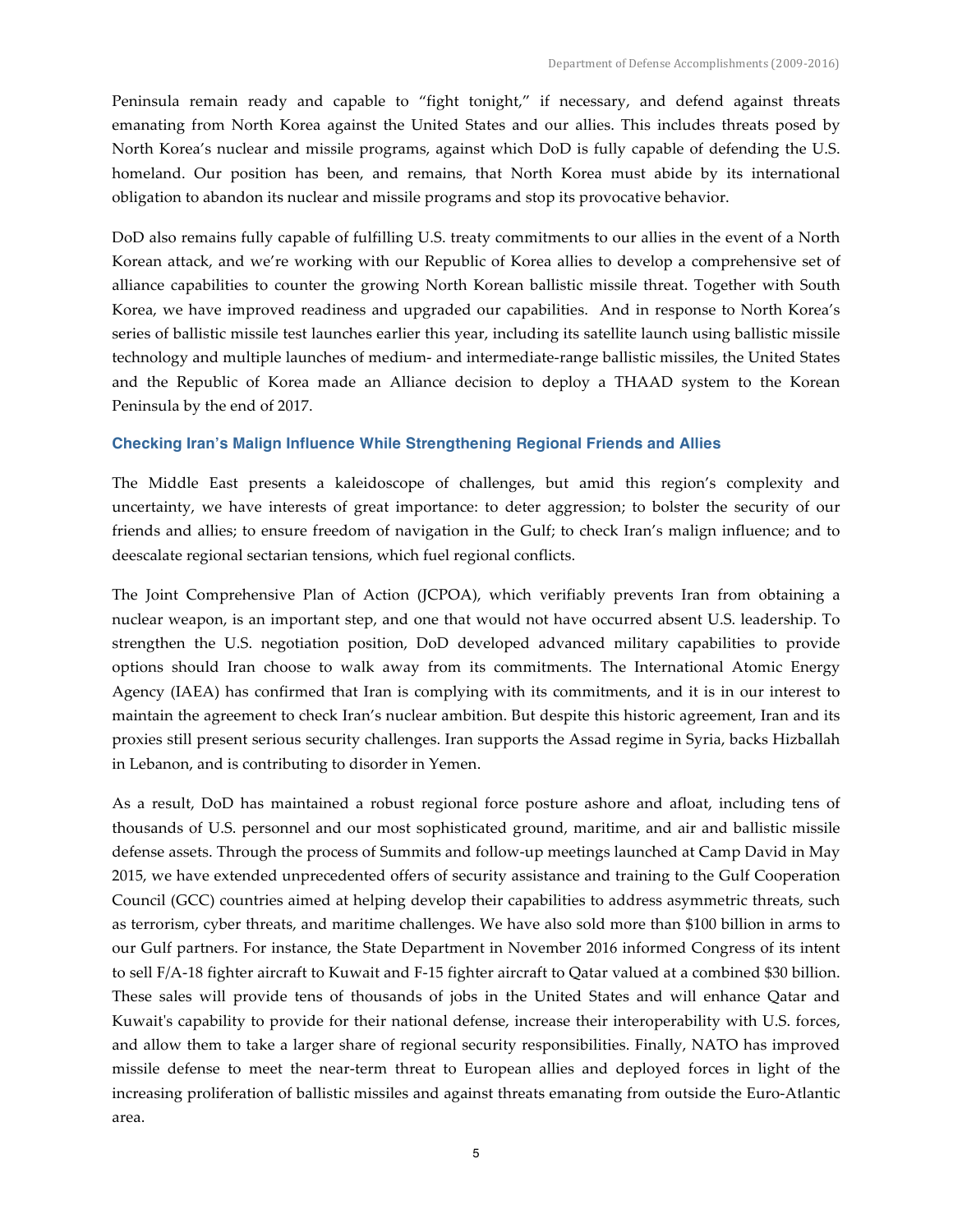Peninsula remain ready and capable to "fight tonight," if necessary, and defend against threats emanating from North Korea against the United States and our allies. This includes threats posed by North Korea's nuclear and missile programs, against which DoD is fully capable of defending the U.S. homeland. Our position has been, and remains, that North Korea must abide by its international obligation to abandon its nuclear and missile programs and stop its provocative behavior.

DoD also remains fully capable of fulfilling U.S. treaty commitments to our allies in the event of a North Korean attack, and we're working with our Republic of Korea allies to develop a comprehensive set of alliance capabilities to counter the growing North Korean ballistic missile threat. Together with South Korea, we have improved readiness and upgraded our capabilities. And in response to North Korea's series of ballistic missile test launches earlier this year, including its satellite launch using ballistic missile technology and multiple launches of medium- and intermediate-range ballistic missiles, the United States and the Republic of Korea made an Alliance decision to deploy a THAAD system to the Korean Peninsula by the end of 2017.

### Checking Iran's Malign Influence While Strengthening Regional Friends and Allies

The Middle East presents a kaleidoscope of challenges, but amid this region's complexity and uncertainty, we have interests of great importance: to deter aggression; to bolster the security of our friends and allies; to ensure freedom of navigation in the Gulf; to check Iran's malign influence; and to deescalate regional sectarian tensions, which fuel regional conflicts.

The Joint Comprehensive Plan of Action (JCPOA), which verifiably prevents Iran from obtaining a nuclear weapon, is an important step, and one that would not have occurred absent U.S. leadership. To strengthen the U.S. negotiation position, DoD developed advanced military capabilities to provide options should Iran choose to walk away from its commitments. The International Atomic Energy Agency (IAEA) has confirmed that Iran is complying with its commitments, and it is in our interest to maintain the agreement to check Iran's nuclear ambition. But despite this historic agreement, Iran and its proxies still present serious security challenges. Iran supports the Assad regime in Syria, backs Hizballah in Lebanon, and is contributing to disorder in Yemen.

As a result, DoD has maintained a robust regional force posture ashore and afloat, including tens of thousands of U.S. personnel and our most sophisticated ground, maritime, and air and ballistic missile defense assets. Through the process of Summits and follow-up meetings launched at Camp David in May 2015, we have extended unprecedented offers of security assistance and training to the Gulf Cooperation Council (GCC) countries aimed at helping develop their capabilities to address asymmetric threats, such as terrorism, cyber threats, and maritime challenges. We have also sold more than $100 billion in arms to our Gulf partners. For instance, the State Department in November 2016 informed Congress of its intent to sell F/A-18 fighter aircraft to Kuwait and F-15 fighter aircraft to Qatar valued at a combined $30 billion. These sales will provide tens of thousands of jobs in the United States and will enhance Qatar and Kuwait's capability to provide for their national defense, increase their interoperability with U.S. forces, and allow them to take a larger share of regional security responsibilities. Finally, NATO has improved missile defense to meet the near-term threat to European allies and deployed forces in light of the increasing proliferation of ballistic missiles and against threats emanating from outside the Euro-Atlantic area.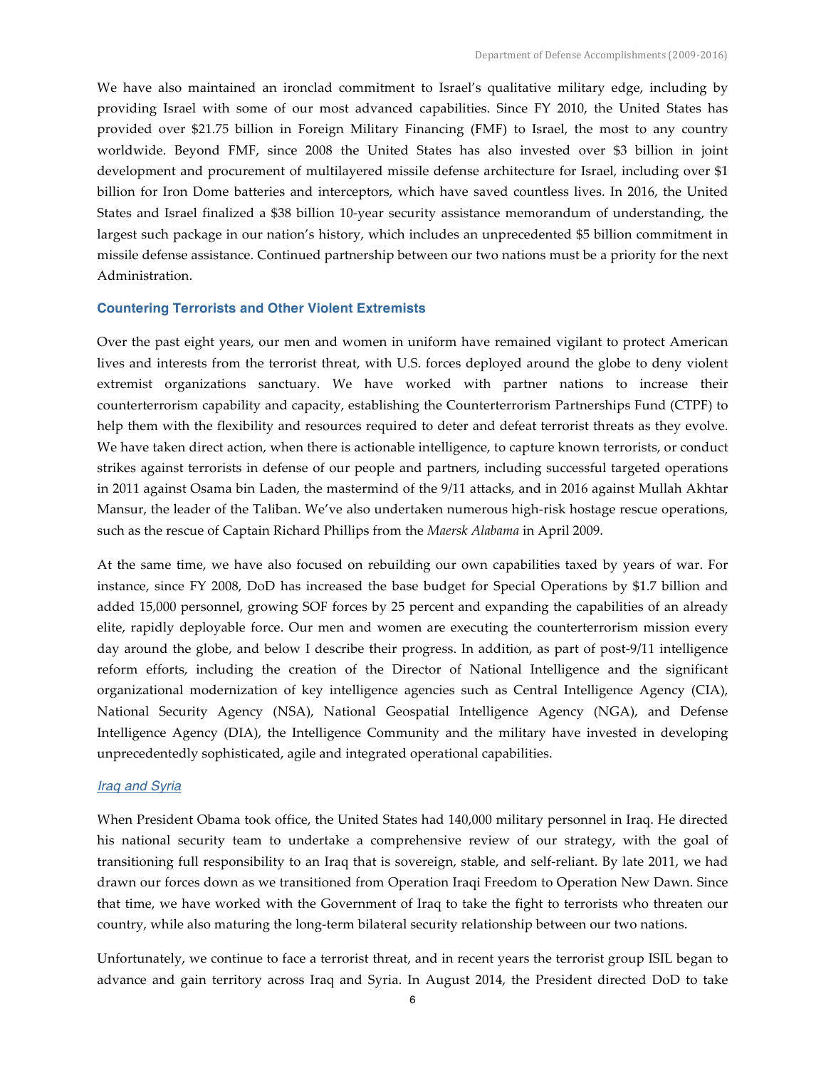We have also maintained an ironclad commitment to Israel's qualitative military edge, including by providing Israel with some of our most advanced capabilities. Since FY 2010, the United States has provided over $21.75 billion in Foreign Military Financing (FMF) to Israel, the most to any country worldwide. Beyond FMF, since 2008 the United States has also invested over $3 billion in joint development and procurement of multilayered missile defense architecture for Israel, including over $1 billion for Iron Dome batteries and interceptors, which have saved countless lives. In 2016, the United States and Israel finalized a $38 billion 10-year security assistance memorandum of understanding, the largest such package in our nation's history, which includes an unprecedented $5 billion commitment in missile defense assistance. Continued partnership between our two nations must be a priority for the next Administration.

### Countering Terrorists and Other Violent Extremists

Over the past eight years, our men and women in uniform have remained vigilant to protect American lives and interests from the terrorist threat, with U.S. forces deployed around the globe to deny violent extremist organizations sanctuary. We have worked with partner nations to increase their counterterrorism capability and capacity, establishing the Counterterrorism Partnerships Fund (CTPF) to help them with the flexibility and resources required to deter and defeat terrorist threats as they evolve. We have taken direct action, when there is actionable intelligence, to capture known terrorists, or conduct strikes against terrorists in defense of our people and partners, including successful targeted operations in 2011 against Osama bin Laden, the mastermind of the 9/11 attacks, and in 2016 against Mullah Akhtar Mansur, the leader of the Taliban. We've also undertaken numerous high-risk hostage rescue operations, such as the rescue of Captain Richard Phillips from the *Maersk Alabama* in April 2009.

At the same time, we have also focused on rebuilding our own capabilities taxed by years of war. For instance, since FY 2008, DoD has increased the base budget for Special Operations by $1.7 billion and added 15,000 personnel, growing SOF forces by 25 percent and expanding the capabilities of an already elite, rapidly deployable force. Our men and women are executing the counterterrorism mission every day around the globe, and below I describe their progress. In addition, as part of post-9/11 intelligence reform efforts, including the creation of the Director of National Intelligence and the significant organizational modernization of key intelligence agencies such as Central Intelligence Agency (CIA), National Security Agency (NSA), National Geospatial Intelligence Agency (NGA), and Defense Intelligence Agency (DIA), the Intelligence Community and the military have invested in developing unprecedentedly sophisticated, agile and integrated operational capabilities.

#### *Iraq and Syria*

When President Obama took office, the United States had 140,000 military personnel in Iraq. He directed his national security team to undertake a comprehensive review of our strategy, with the goal of transitioning full responsibility to an Iraq that is sovereign, stable, and self-reliant. By late 2011, we had drawn our forces down as we transitioned from Operation Iraqi Freedom to Operation New Dawn. Since that time, we have worked with the Government of Iraq to take the fight to terrorists who threaten our country, while also maturing the long-term bilateral security relationship between our two nations.

Unfortunately, we continue to face a terrorist threat, and in recent years the terrorist group ISIL began to advance and gain territory across Iraq and Syria. In August 2014, the President directed DoD to take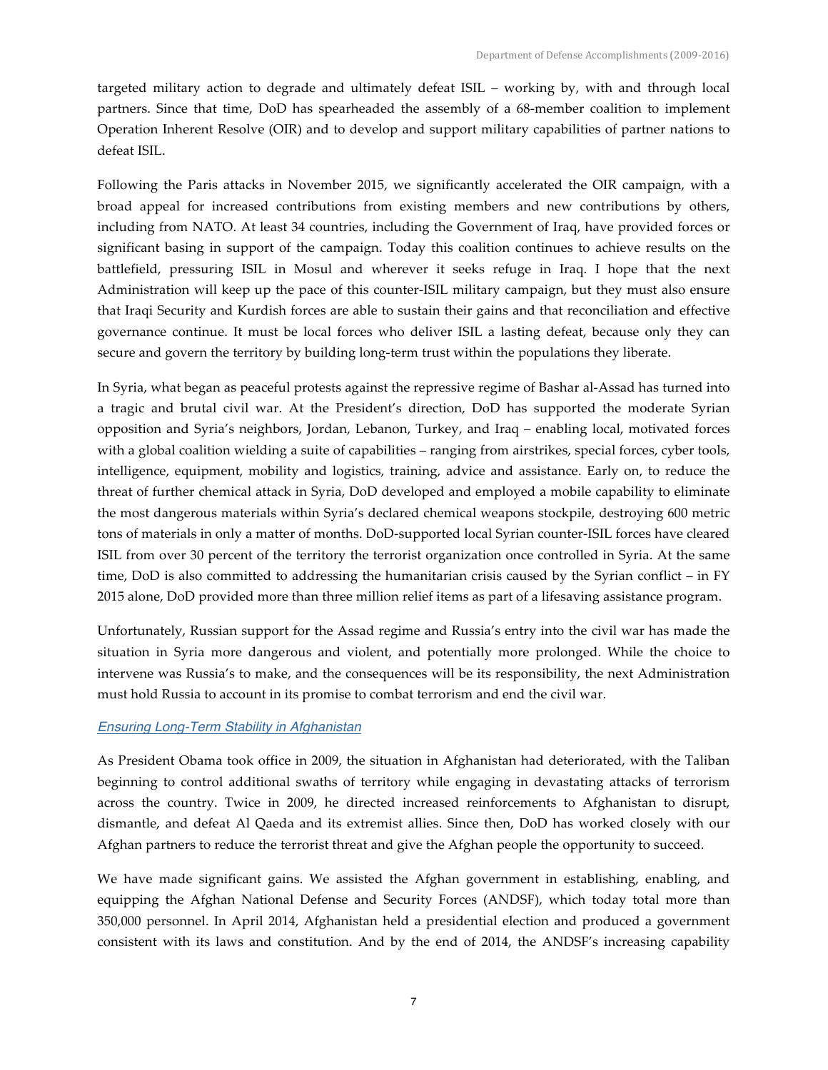targeted military action to degrade and ultimately defeat ISIL – working by, with and through local partners. Since that time, DoD has spearheaded the assembly of a 68-member coalition to implement Operation Inherent Resolve (OIR) and to develop and support military capabilities of partner nations to defeat ISIL.

Following the Paris attacks in November 2015, we significantly accelerated the OIR campaign, with a broad appeal for increased contributions from existing members and new contributions by others, including from NATO. At least 34 countries, including the Government of Iraq, have provided forces or significant basing in support of the campaign. Today this coalition continues to achieve results on the battlefield, pressuring ISIL in Mosul and wherever it seeks refuge in Iraq. I hope that the next Administration will keep up the pace of this counter-ISIL military campaign, but they must also ensure that Iraqi Security and Kurdish forces are able to sustain their gains and that reconciliation and effective governance continue. It must be local forces who deliver ISIL a lasting defeat, because only they can secure and govern the territory by building long-term trust within the populations they liberate.

In Syria, what began as peaceful protests against the repressive regime of Bashar al-Assad has turned into a tragic and brutal civil war. At the President's direction, DoD has supported the moderate Syrian opposition and Syria's neighbors, Jordan, Lebanon, Turkey, and Iraq – enabling local, motivated forces with a global coalition wielding a suite of capabilities – ranging from airstrikes, special forces, cyber tools, intelligence, equipment, mobility and logistics, training, advice and assistance. Early on, to reduce the threat of further chemical attack in Syria, DoD developed and employed a mobile capability to eliminate the most dangerous materials within Syria's declared chemical weapons stockpile, destroying 600 metric tons of materials in only a matter of months. DoD-supported local Syrian counter-ISIL forces have cleared ISIL from over 30 percent of the territory the terrorist organization once controlled in Syria. At the same time, DoD is also committed to addressing the humanitarian crisis caused by the Syrian conflict – in FY 2015 alone, DoD provided more than three million relief items as part of a lifesaving assistance program.

Unfortunately, Russian support for the Assad regime and Russia's entry into the civil war has made the situation in Syria more dangerous and violent, and potentially more prolonged. While the choice to intervene was Russia's to make, and the consequences will be its responsibility, the next Administration must hold Russia to account in its promise to combat terrorism and end the civil war.

### *Ensuring Long-Term Stability in Afghanistan*

As President Obama took office in 2009, the situation in Afghanistan had deteriorated, with the Taliban beginning to control additional swaths of territory while engaging in devastating attacks of terrorism across the country. Twice in 2009, he directed increased reinforcements to Afghanistan to disrupt, dismantle, and defeat Al Qaeda and its extremist allies. Since then, DoD has worked closely with our Afghan partners to reduce the terrorist threat and give the Afghan people the opportunity to succeed.

We have made significant gains. We assisted the Afghan government in establishing, enabling, and equipping the Afghan National Defense and Security Forces (ANDSF), which today total more than 350,000 personnel. In April 2014, Afghanistan held a presidential election and produced a government consistent with its laws and constitution. And by the end of 2014, the ANDSF's increasing capability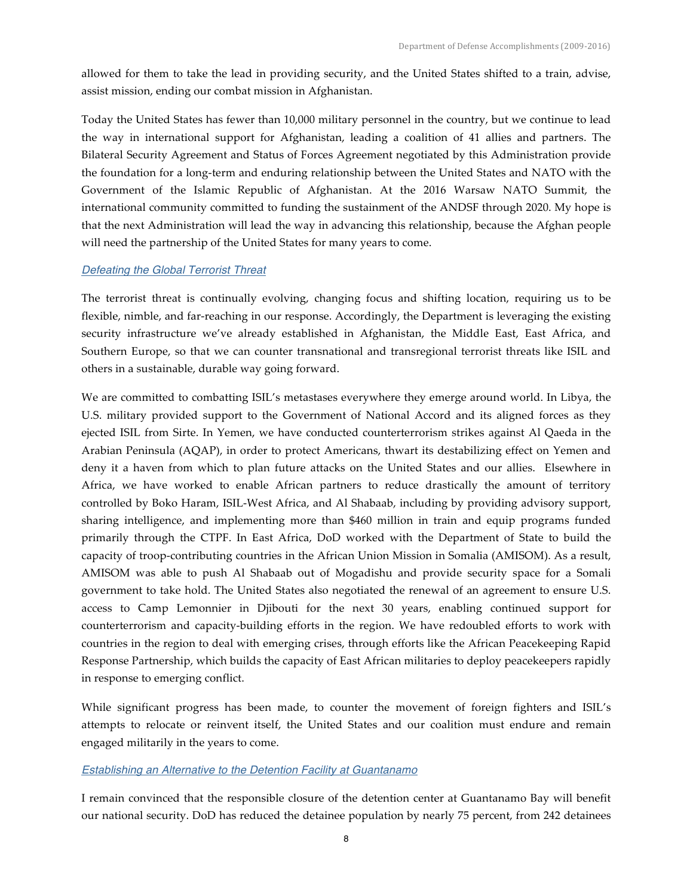allowed for them to take the lead in providing security, and the United States shifted to a train, advise, assist mission, ending our combat mission in Afghanistan.

Today the United States has fewer than 10,000 military personnel in the country, but we continue to lead the way in international support for Afghanistan, leading a coalition of 41 allies and partners. The Bilateral Security Agreement and Status of Forces Agreement negotiated by this Administration provide the foundation for a long-term and enduring relationship between the United States and NATO with the Government of the Islamic Republic of Afghanistan. At the 2016 Warsaw NATO Summit, the international community committed to funding the sustainment of the ANDSF through 2020. My hope is that the next Administration will lead the way in advancing this relationship, because the Afghan people will need the partnership of the United States for many years to come.

### *Defeating the Global Terrorist Threat*

The terrorist threat is continually evolving, changing focus and shifting location, requiring us to be flexible, nimble, and far-reaching in our response. Accordingly, the Department is leveraging the existing security infrastructure we've already established in Afghanistan, the Middle East, East Africa, and Southern Europe, so that we can counter transnational and transregional terrorist threats like ISIL and others in a sustainable, durable way going forward.

We are committed to combatting ISIL's metastases everywhere they emerge around world. In Libya, the U.S. military provided support to the Government of National Accord and its aligned forces as they ejected ISIL from Sirte. In Yemen, we have conducted counterterrorism strikes against Al Qaeda in the Arabian Peninsula (AQAP), in order to protect Americans, thwart its destabilizing effect on Yemen and deny it a haven from which to plan future attacks on the United States and our allies. Elsewhere in Africa, we have worked to enable African partners to reduce drastically the amount of territory controlled by Boko Haram, ISIL-West Africa, and Al Shabaab, including by providing advisory support, sharing intelligence, and implementing more than $460 million in train and equip programs funded primarily through the CTPF. In East Africa, DoD worked with the Department of State to build the capacity of troop-contributing countries in the African Union Mission in Somalia (AMISOM). As a result, AMISOM was able to push Al Shabaab out of Mogadishu and provide security space for a Somali government to take hold. The United States also negotiated the renewal of an agreement to ensure U.S. access to Camp Lemonnier in Djibouti for the next 30 years, enabling continued support for counterterrorism and capacity-building efforts in the region. We have redoubled efforts to work with countries in the region to deal with emerging crises, through efforts like the African Peacekeeping Rapid Response Partnership, which builds the capacity of East African militaries to deploy peacekeepers rapidly in response to emerging conflict.

While significant progress has been made, to counter the movement of foreign fighters and ISIL's attempts to relocate or reinvent itself, the United States and our coalition must endure and remain engaged militarily in the years to come.

### *Establishing an Alternative to the Detention Facility at Guantanamo*

I remain convinced that the responsible closure of the detention center at Guantanamo Bay will benefit our national security. DoD has reduced the detainee population by nearly 75 percent, from 242 detainees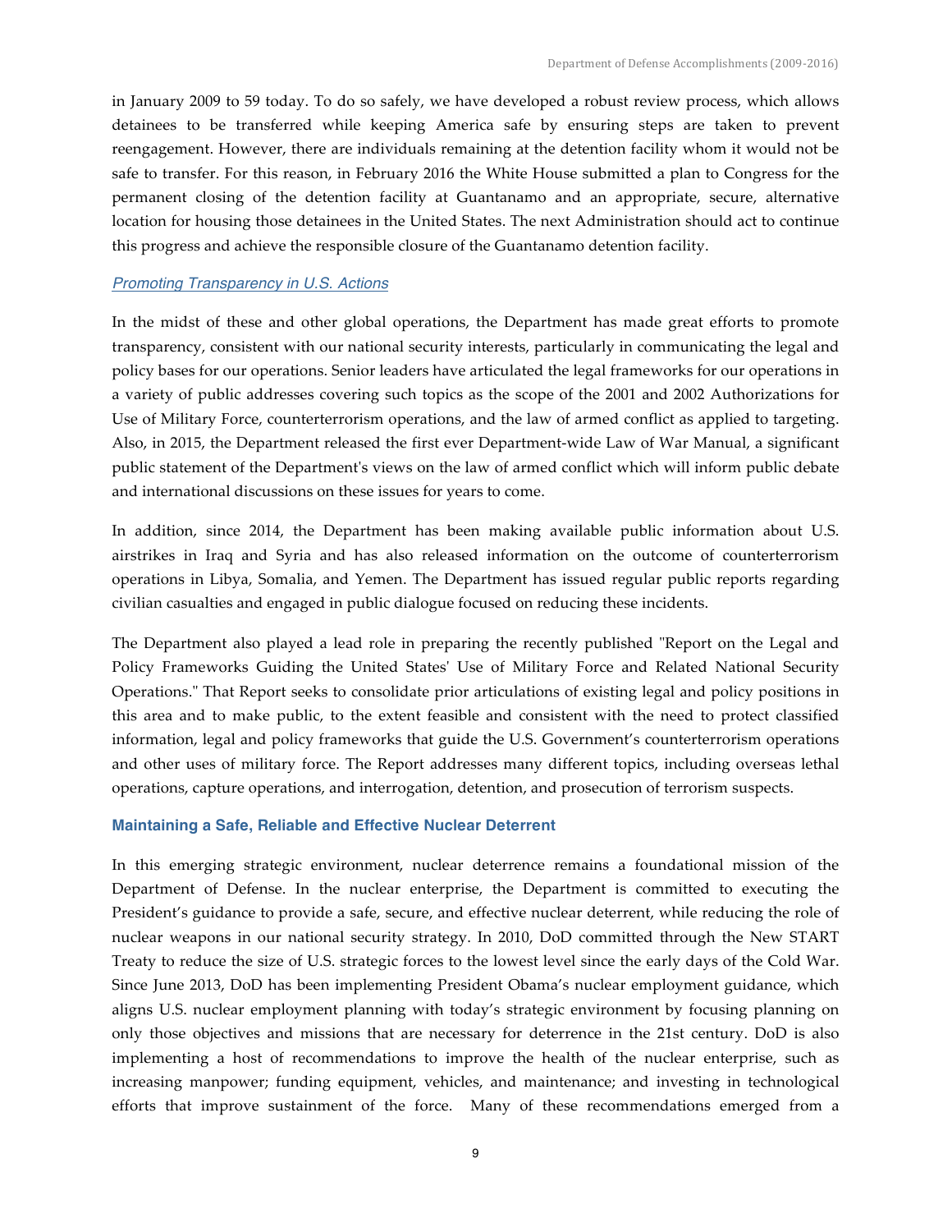in January 2009 to 59 today. To do so safely, we have developed a robust review process, which allows detainees to be transferred while keeping America safe by ensuring steps are taken to prevent reengagement. However, there are individuals remaining at the detention facility whom it would not be safe to transfer. For this reason, in February 2016 the White House submitted a plan to Congress for the permanent closing of the detention facility at Guantanamo and an appropriate, secure, alternative location for housing those detainees in the United States. The next Administration should act to continue this progress and achieve the responsible closure of the Guantanamo detention facility.

#### *Promoting Transparency in U.S. Actions*

In the midst of these and other global operations, the Department has made great efforts to promote transparency, consistent with our national security interests, particularly in communicating the legal and policy bases for our operations. Senior leaders have articulated the legal frameworks for our operations in a variety of public addresses covering such topics as the scope of the 2001 and 2002 Authorizations for Use of Military Force, counterterrorism operations, and the law of armed conflict as applied to targeting. Also, in 2015, the Department released the first ever Department-wide Law of War Manual, a significant public statement of the Department's views on the law of armed conflict which will inform public debate and international discussions on these issues for years to come.

In addition, since 2014, the Department has been making available public information about U.S. airstrikes in Iraq and Syria and has also released information on the outcome of counterterrorism operations in Libya, Somalia, and Yemen. The Department has issued regular public reports regarding civilian casualties and engaged in public dialogue focused on reducing these incidents.

The Department also played a lead role in preparing the recently published "Report on the Legal and Policy Frameworks Guiding the United States' Use of Military Force and Related National Security Operations." That Report seeks to consolidate prior articulations of existing legal and policy positions in this area and to make public, to the extent feasible and consistent with the need to protect classified information, legal and policy frameworks that guide the U.S. Government's counterterrorism operations and other uses of military force. The Report addresses many different topics, including overseas lethal operations, capture operations, and interrogation, detention, and prosecution of terrorism suspects.

### Maintaining a Safe, Reliable and Effective Nuclear Deterrent

In this emerging strategic environment, nuclear deterrence remains a foundational mission of the Department of Defense. In the nuclear enterprise, the Department is committed to executing the President's guidance to provide a safe, secure, and effective nuclear deterrent, while reducing the role of nuclear weapons in our national security strategy. In 2010, DoD committed through the New START Treaty to reduce the size of U.S. strategic forces to the lowest level since the early days of the Cold War. Since June 2013, DoD has been implementing President Obama's nuclear employment guidance, which aligns U.S. nuclear employment planning with today's strategic environment by focusing planning on only those objectives and missions that are necessary for deterrence in the 21st century. DoD is also implementing a host of recommendations to improve the health of the nuclear enterprise, such as increasing manpower; funding equipment, vehicles, and maintenance; and investing in technological efforts that improve sustainment of the force. Many of these recommendations emerged from a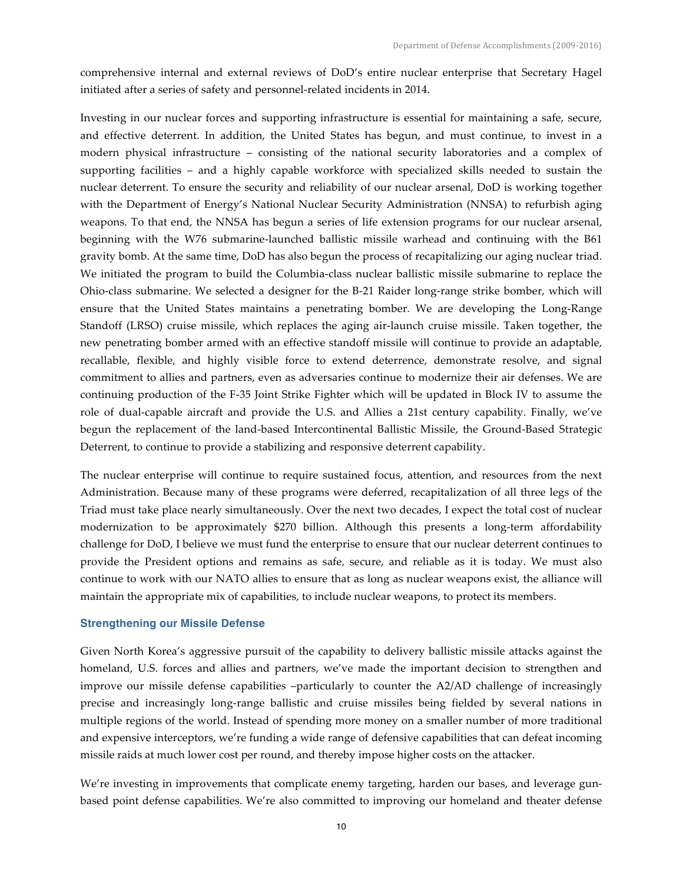comprehensive internal and external reviews of DoD's entire nuclear enterprise that Secretary Hagel initiated after a series of safety and personnel-related incidents in 2014.

Investing in our nuclear forces and supporting infrastructure is essential for maintaining a safe, secure, and effective deterrent. In addition, the United States has begun, and must continue, to invest in a modern physical infrastructure – consisting of the national security laboratories and a complex of supporting facilities – and a highly capable workforce with specialized skills needed to sustain the nuclear deterrent. To ensure the security and reliability of our nuclear arsenal, DoD is working together with the Department of Energy's National Nuclear Security Administration (NNSA) to refurbish aging weapons. To that end, the NNSA has begun a series of life extension programs for our nuclear arsenal, beginning with the W76 submarine-launched ballistic missile warhead and continuing with the B61 gravity bomb. At the same time, DoD has also begun the process of recapitalizing our aging nuclear triad. We initiated the program to build the Columbia-class nuclear ballistic missile submarine to replace the Ohio-class submarine. We selected a designer for the B-21 Raider long-range strike bomber, which will ensure that the United States maintains a penetrating bomber. We are developing the Long-Range Standoff (LRSO) cruise missile, which replaces the aging air-launch cruise missile. Taken together, the new penetrating bomber armed with an effective standoff missile will continue to provide an adaptable, recallable, flexible, and highly visible force to extend deterrence, demonstrate resolve, and signal commitment to allies and partners, even as adversaries continue to modernize their air defenses. We are continuing production of the F-35 Joint Strike Fighter which will be updated in Block IV to assume the role of dual-capable aircraft and provide the U.S. and Allies a 21st century capability. Finally, we've begun the replacement of the land-based Intercontinental Ballistic Missile, the Ground-Based Strategic Deterrent, to continue to provide a stabilizing and responsive deterrent capability.

The nuclear enterprise will continue to require sustained focus, attention, and resources from the next Administration. Because many of these programs were deferred, recapitalization of all three legs of the Triad must take place nearly simultaneously. Over the next two decades, I expect the total cost of nuclear modernization to be approximately $270 billion. Although this presents a long-term affordability challenge for DoD, I believe we must fund the enterprise to ensure that our nuclear deterrent continues to provide the President options and remains as safe, secure, and reliable as it is today. We must also continue to work with our NATO allies to ensure that as long as nuclear weapons exist, the alliance will maintain the appropriate mix of capabilities, to include nuclear weapons, to protect its members.

### Strengthening our Missile Defense

Given North Korea's aggressive pursuit of the capability to delivery ballistic missile attacks against the homeland, U.S. forces and allies and partners, we've made the important decision to strengthen and improve our missile defense capabilities –particularly to counter the A2/AD challenge of increasingly precise and increasingly long-range ballistic and cruise missiles being fielded by several nations in multiple regions of the world. Instead of spending more money on a smaller number of more traditional and expensive interceptors, we're funding a wide range of defensive capabilities that can defeat incoming missile raids at much lower cost per round, and thereby impose higher costs on the attacker.

We're investing in improvements that complicate enemy targeting, harden our bases, and leverage gun-based point defense capabilities. We're also committed to improving our homeland and theater defense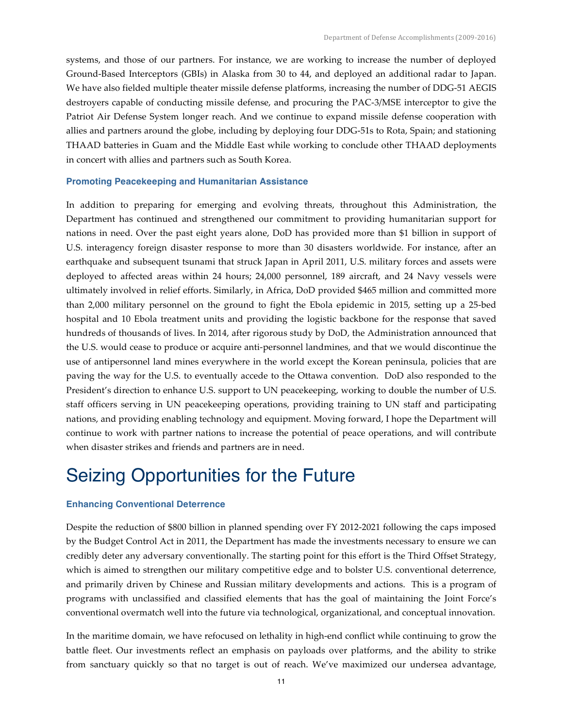systems, and those of our partners. For instance, we are working to increase the number of deployed Ground-Based Interceptors (GBIs) in Alaska from 30 to 44, and deployed an additional radar to Japan. We have also fielded multiple theater missile defense platforms, increasing the number of DDG-51 AEGIS destroyers capable of conducting missile defense, and procuring the PAC-3/MSE interceptor to give the Patriot Air Defense System longer reach. And we continue to expand missile defense cooperation with allies and partners around the globe, including by deploying four DDG-51s to Rota, Spain; and stationing THAAD batteries in Guam and the Middle East while working to conclude other THAAD deployments in concert with allies and partners such as South Korea.

### Promoting Peacekeeping and Humanitarian Assistance

In addition to preparing for emerging and evolving threats, throughout this Administration, the Department has continued and strengthened our commitment to providing humanitarian support for nations in need. Over the past eight years alone, DoD has provided more than $1 billion in support of U.S. interagency foreign disaster response to more than 30 disasters worldwide. For instance, after an earthquake and subsequent tsunami that struck Japan in April 2011, U.S. military forces and assets were deployed to affected areas within 24 hours; 24,000 personnel, 189 aircraft, and 24 Navy vessels were ultimately involved in relief efforts. Similarly, in Africa, DoD provided $465 million and committed more than 2,000 military personnel on the ground to fight the Ebola epidemic in 2015, setting up a 25-bed hospital and 10 Ebola treatment units and providing the logistic backbone for the response that saved hundreds of thousands of lives. In 2014, after rigorous study by DoD, the Administration announced that the U.S. would cease to produce or acquire anti-personnel landmines, and that we would discontinue the use of antipersonnel land mines everywhere in the world except the Korean peninsula, policies that are paving the way for the U.S. to eventually accede to the Ottawa convention. DoD also responded to the President's direction to enhance U.S. support to UN peacekeeping, working to double the number of U.S. staff officers serving in UN peacekeeping operations, providing training to UN staff and participating nations, and providing enabling technology and equipment. Moving forward, I hope the Department will continue to work with partner nations to increase the potential of peace operations, and will contribute when disaster strikes and friends and partners are in need.

## Seizing Opportunities for the Future

### Enhancing Conventional Deterrence

Despite the reduction of $800 billion in planned spending over FY 2012-2021 following the caps imposed by the Budget Control Act in 2011, the Department has made the investments necessary to ensure we can credibly deter any adversary conventionally. The starting point for this effort is the Third Offset Strategy, which is aimed to strengthen our military competitive edge and to bolster U.S. conventional deterrence, and primarily driven by Chinese and Russian military developments and actions. This is a program of programs with unclassified and classified elements that has the goal of maintaining the Joint Force's conventional overmatch well into the future via technological, organizational, and conceptual innovation.

In the maritime domain, we have refocused on lethality in high-end conflict while continuing to grow the battle fleet. Our investments reflect an emphasis on payloads over platforms, and the ability to strike from sanctuary quickly so that no target is out of reach. We've maximized our undersea advantage,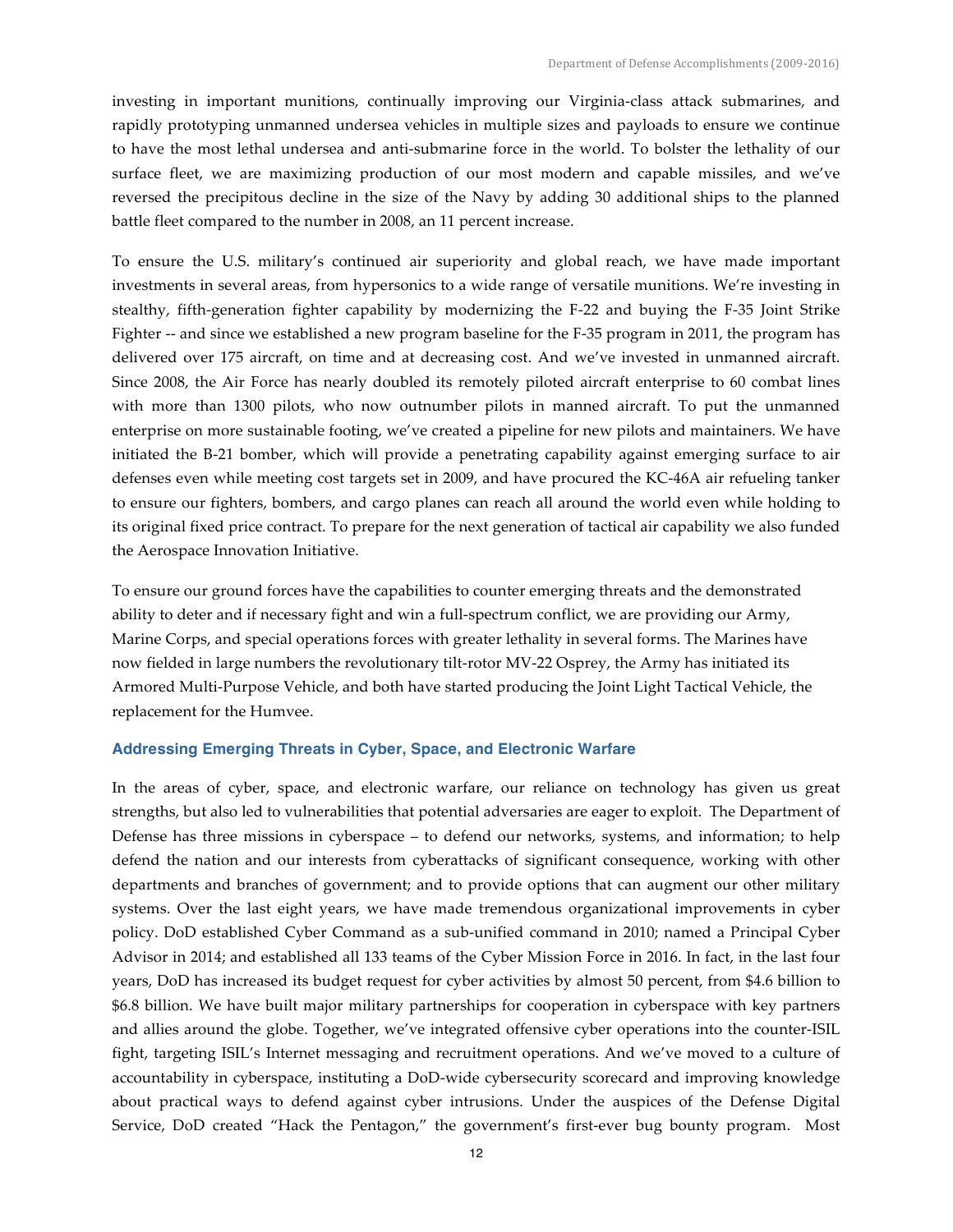investing in important munitions, continually improving our Virginia-class attack submarines, and rapidly prototyping unmanned undersea vehicles in multiple sizes and payloads to ensure we continue to have the most lethal undersea and anti-submarine force in the world. To bolster the lethality of our surface fleet, we are maximizing production of our most modern and capable missiles, and we've reversed the precipitous decline in the size of the Navy by adding 30 additional ships to the planned battle fleet compared to the number in 2008, an 11 percent increase.

To ensure the U.S. military's continued air superiority and global reach, we have made important investments in several areas, from hypersonics to a wide range of versatile munitions. We're investing in stealthy, fifth-generation fighter capability by modernizing the F-22 and buying the F-35 Joint Strike Fighter -- and since we established a new program baseline for the F-35 program in 2011, the program has delivered over 175 aircraft, on time and at decreasing cost. And we've invested in unmanned aircraft. Since 2008, the Air Force has nearly doubled its remotely piloted aircraft enterprise to 60 combat lines with more than 1300 pilots, who now outnumber pilots in manned aircraft. To put the unmanned enterprise on more sustainable footing, we've created a pipeline for new pilots and maintainers. We have initiated the B-21 bomber, which will provide a penetrating capability against emerging surface to air defenses even while meeting cost targets set in 2009, and have procured the KC-46A air refueling tanker to ensure our fighters, bombers, and cargo planes can reach all around the world even while holding to its original fixed price contract. To prepare for the next generation of tactical air capability we also funded the Aerospace Innovation Initiative.

To ensure our ground forces have the capabilities to counter emerging threats and the demonstrated ability to deter and if necessary fight and win a full-spectrum conflict, we are providing our Army, Marine Corps, and special operations forces with greater lethality in several forms. The Marines have now fielded in large numbers the revolutionary tilt-rotor MV-22 Osprey, the Army has initiated its Armored Multi-Purpose Vehicle, and both have started producing the Joint Light Tactical Vehicle, the replacement for the Humvee.

### Addressing Emerging Threats in Cyber, Space, and Electronic Warfare

In the areas of cyber, space, and electronic warfare, our reliance on technology has given us great strengths, but also led to vulnerabilities that potential adversaries are eager to exploit. The Department of Defense has three missions in cyberspace – to defend our networks, systems, and information; to help defend the nation and our interests from cyberattacks of significant consequence, working with other departments and branches of government; and to provide options that can augment our other military systems. Over the last eight years, we have made tremendous organizational improvements in cyber policy. DoD established Cyber Command as a sub-unified command in 2010; named a Principal Cyber Advisor in 2014; and established all 133 teams of the Cyber Mission Force in 2016. In fact, in the last four years, DoD has increased its budget request for cyber activities by almost 50 percent, from $4.6 billion to $6.8 billion. We have built major military partnerships for cooperation in cyberspace with key partners and allies around the globe. Together, we've integrated offensive cyber operations into the counter-ISIL fight, targeting ISIL's Internet messaging and recruitment operations. And we've moved to a culture of accountability in cyberspace, instituting a DoD-wide cybersecurity scorecard and improving knowledge about practical ways to defend against cyber intrusions. Under the auspices of the Defense Digital Service, DoD created "Hack the Pentagon," the government's first-ever bug bounty program. Most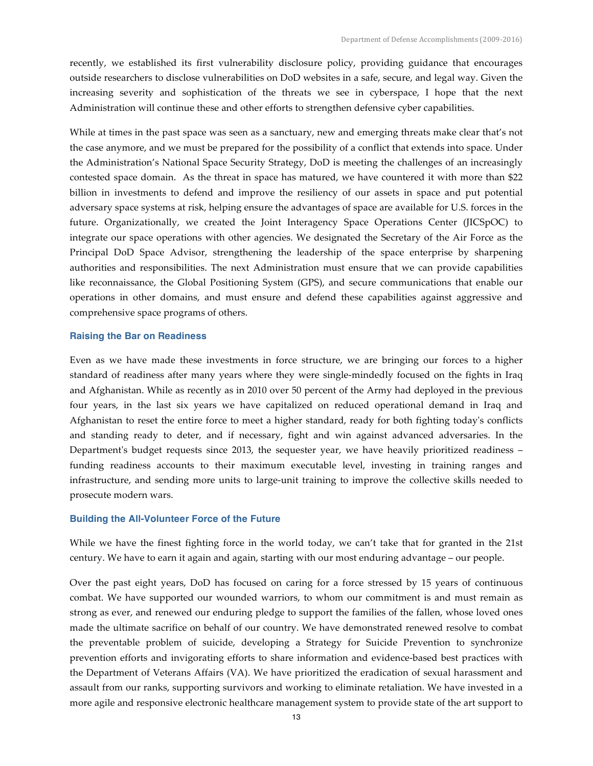recently, we established its first vulnerability disclosure policy, providing guidance that encourages outside researchers to disclose vulnerabilities on DoD websites in a safe, secure, and legal way. Given the increasing severity and sophistication of the threats we see in cyberspace, I hope that the next Administration will continue these and other efforts to strengthen defensive cyber capabilities.

While at times in the past space was seen as a sanctuary, new and emerging threats make clear that's not the case anymore, and we must be prepared for the possibility of a conflict that extends into space. Under the Administration's National Space Security Strategy, DoD is meeting the challenges of an increasingly contested space domain. As the threat in space has matured, we have countered it with more than $22 billion in investments to defend and improve the resiliency of our assets in space and put potential adversary space systems at risk, helping ensure the advantages of space are available for U.S. forces in the future. Organizationally, we created the Joint Interagency Space Operations Center (JICSpOC) to integrate our space operations with other agencies. We designated the Secretary of the Air Force as the Principal DoD Space Advisor, strengthening the leadership of the space enterprise by sharpening authorities and responsibilities. The next Administration must ensure that we can provide capabilities like reconnaissance, the Global Positioning System (GPS), and secure communications that enable our operations in other domains, and must ensure and defend these capabilities against aggressive and comprehensive space programs of others.

### Raising the Bar on Readiness

Even as we have made these investments in force structure, we are bringing our forces to a higher standard of readiness after many years where they were single-mindedly focused on the fights in Iraq and Afghanistan. While as recently as in 2010 over 50 percent of the Army had deployed in the previous four years, in the last six years we have capitalized on reduced operational demand in Iraq and Afghanistan to reset the entire force to meet a higher standard, ready for both fighting today's conflicts and standing ready to deter, and if necessary, fight and win against advanced adversaries. In the Department's budget requests since 2013, the sequester year, we have heavily prioritized readiness – funding readiness accounts to their maximum executable level, investing in training ranges and infrastructure, and sending more units to large-unit training to improve the collective skills needed to prosecute modern wars.

### Building the All-Volunteer Force of the Future

While we have the finest fighting force in the world today, we can't take that for granted in the 21st century. We have to earn it again and again, starting with our most enduring advantage – our people.

Over the past eight years, DoD has focused on caring for a force stressed by 15 years of continuous combat. We have supported our wounded warriors, to whom our commitment is and must remain as strong as ever, and renewed our enduring pledge to support the families of the fallen, whose loved ones made the ultimate sacrifice on behalf of our country. We have demonstrated renewed resolve to combat the preventable problem of suicide, developing a Strategy for Suicide Prevention to synchronize prevention efforts and invigorating efforts to share information and evidence-based best practices with the Department of Veterans Affairs (VA). We have prioritized the eradication of sexual harassment and assault from our ranks, supporting survivors and working to eliminate retaliation. We have invested in a more agile and responsive electronic healthcare management system to provide state of the art support to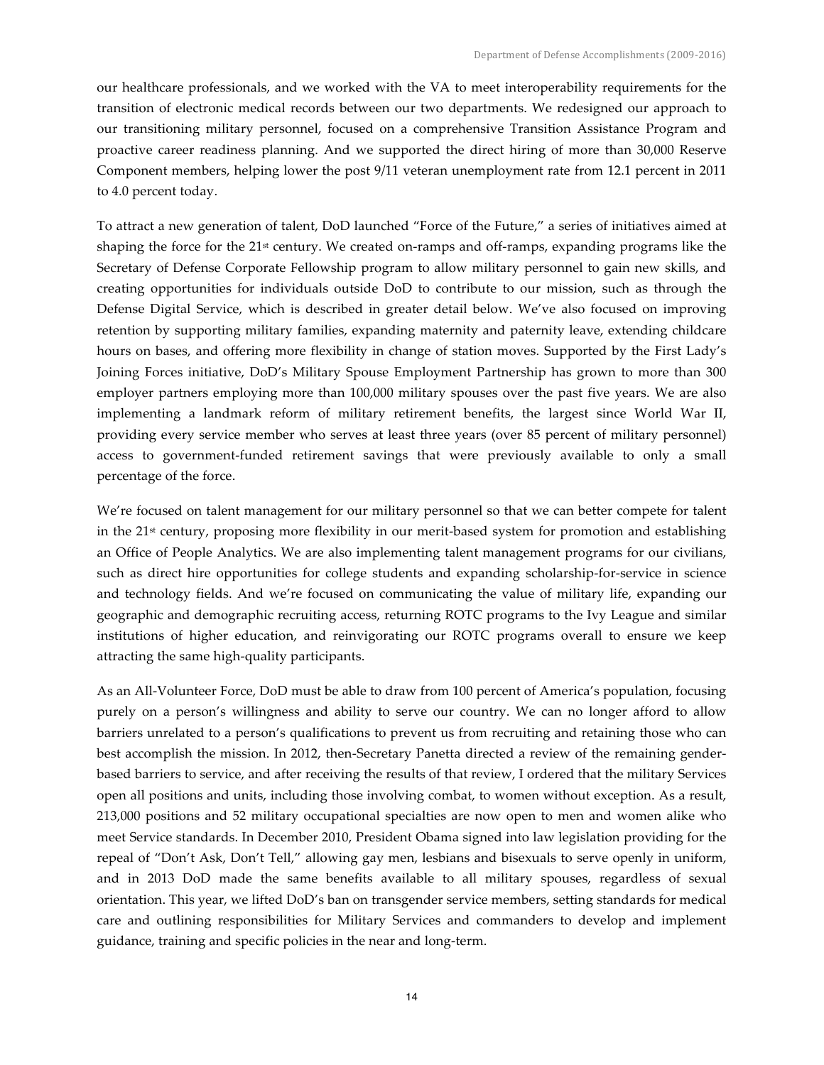our healthcare professionals, and we worked with the VA to meet interoperability requirements for the transition of electronic medical records between our two departments. We redesigned our approach to our transitioning military personnel, focused on a comprehensive Transition Assistance Program and proactive career readiness planning. And we supported the direct hiring of more than 30,000 Reserve Component members, helping lower the post 9/11 veteran unemployment rate from 12.1 percent in 2011 to 4.0 percent today.

To attract a new generation of talent, DoD launched "Force of the Future," a series of initiatives aimed at shaping the force for the 21st century. We created on-ramps and off-ramps, expanding programs like the Secretary of Defense Corporate Fellowship program to allow military personnel to gain new skills, and creating opportunities for individuals outside DoD to contribute to our mission, such as through the Defense Digital Service, which is described in greater detail below. We've also focused on improving retention by supporting military families, expanding maternity and paternity leave, extending childcare hours on bases, and offering more flexibility in change of station moves. Supported by the First Lady's Joining Forces initiative, DoD's Military Spouse Employment Partnership has grown to more than 300 employer partners employing more than 100,000 military spouses over the past five years. We are also implementing a landmark reform of military retirement benefits, the largest since World War II, providing every service member who serves at least three years (over 85 percent of military personnel) access to government-funded retirement savings that were previously available to only a small percentage of the force.

We're focused on talent management for our military personnel so that we can better compete for talent in the 21st century, proposing more flexibility in our merit-based system for promotion and establishing an Office of People Analytics. We are also implementing talent management programs for our civilians, such as direct hire opportunities for college students and expanding scholarship-for-service in science and technology fields. And we're focused on communicating the value of military life, expanding our geographic and demographic recruiting access, returning ROTC programs to the Ivy League and similar institutions of higher education, and reinvigorating our ROTC programs overall to ensure we keep attracting the same high-quality participants.

As an All-Volunteer Force, DoD must be able to draw from 100 percent of America's population, focusing purely on a person's willingness and ability to serve our country. We can no longer afford to allow barriers unrelated to a person's qualifications to prevent us from recruiting and retaining those who can best accomplish the mission. In 2012, then-Secretary Panetta directed a review of the remaining gender-based barriers to service, and after receiving the results of that review, I ordered that the military Services open all positions and units, including those involving combat, to women without exception. As a result, 213,000 positions and 52 military occupational specialties are now open to men and women alike who meet Service standards. In December 2010, President Obama signed into law legislation providing for the repeal of "Don't Ask, Don't Tell," allowing gay men, lesbians and bisexuals to serve openly in uniform, and in 2013 DoD made the same benefits available to all military spouses, regardless of sexual orientation. This year, we lifted DoD's ban on transgender service members, setting standards for medical care and outlining responsibilities for Military Services and commanders to develop and implement guidance, training and specific policies in the near and long-term.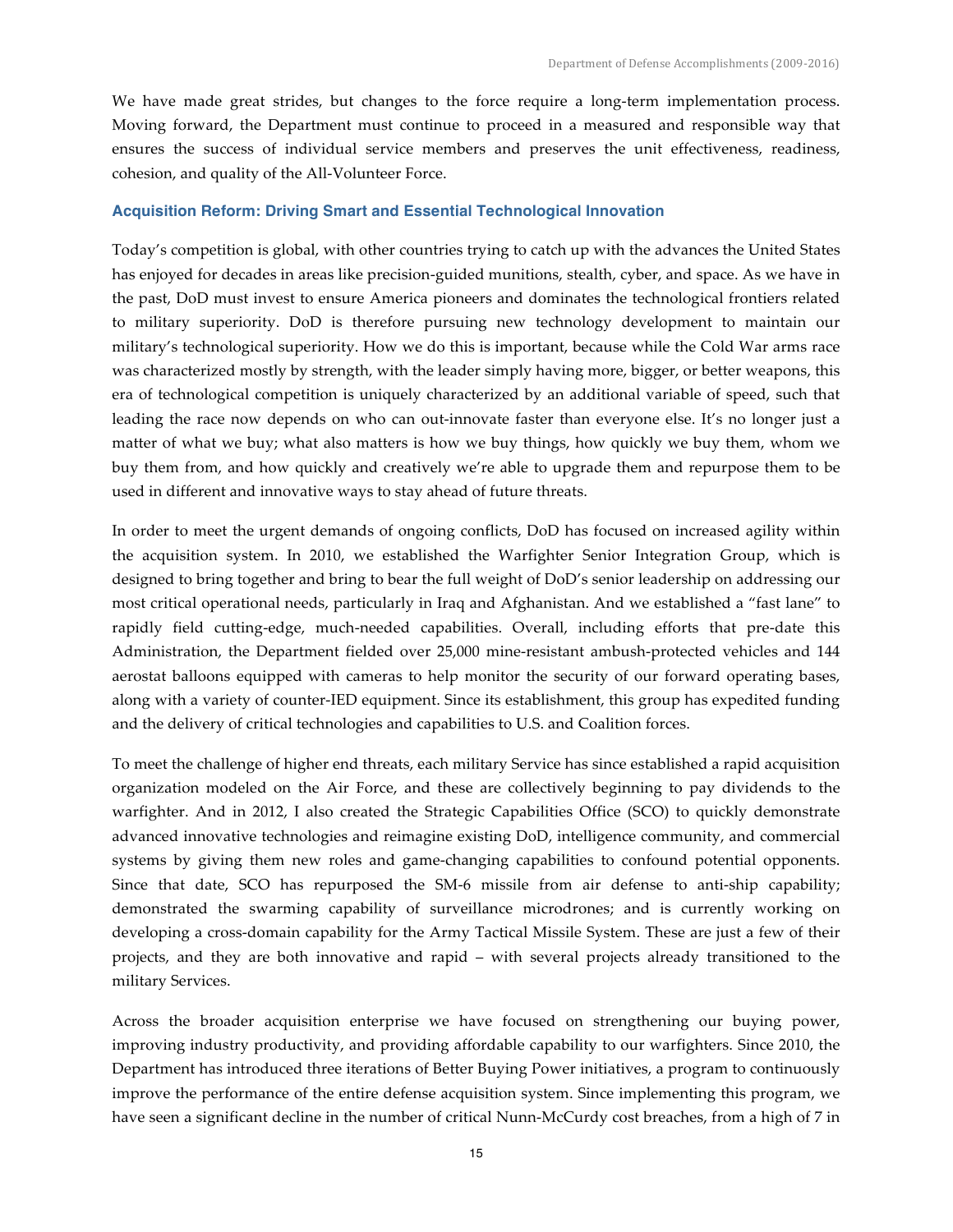We have made great strides, but changes to the force require a long-term implementation process. Moving forward, the Department must continue to proceed in a measured and responsible way that ensures the success of individual service members and preserves the unit effectiveness, readiness, cohesion, and quality of the All-Volunteer Force.

### Acquisition Reform: Driving Smart and Essential Technological Innovation

Today's competition is global, with other countries trying to catch up with the advances the United States has enjoyed for decades in areas like precision-guided munitions, stealth, cyber, and space. As we have in the past, DoD must invest to ensure America pioneers and dominates the technological frontiers related to military superiority. DoD is therefore pursuing new technology development to maintain our military's technological superiority. How we do this is important, because while the Cold War arms race was characterized mostly by strength, with the leader simply having more, bigger, or better weapons, this era of technological competition is uniquely characterized by an additional variable of speed, such that leading the race now depends on who can out-innovate faster than everyone else. It's no longer just a matter of what we buy; what also matters is how we buy things, how quickly we buy them, whom we buy them from, and how quickly and creatively we're able to upgrade them and repurpose them to be used in different and innovative ways to stay ahead of future threats.

In order to meet the urgent demands of ongoing conflicts, DoD has focused on increased agility within the acquisition system. In 2010, we established the Warfighter Senior Integration Group, which is designed to bring together and bring to bear the full weight of DoD's senior leadership on addressing our most critical operational needs, particularly in Iraq and Afghanistan. And we established a "fast lane" to rapidly field cutting-edge, much-needed capabilities. Overall, including efforts that pre-date this Administration, the Department fielded over 25,000 mine-resistant ambush-protected vehicles and 144 aerostat balloons equipped with cameras to help monitor the security of our forward operating bases, along with a variety of counter-IED equipment. Since its establishment, this group has expedited funding and the delivery of critical technologies and capabilities to U.S. and Coalition forces.

To meet the challenge of higher end threats, each military Service has since established a rapid acquisition organization modeled on the Air Force, and these are collectively beginning to pay dividends to the warfighter. And in 2012, I also created the Strategic Capabilities Office (SCO) to quickly demonstrate advanced innovative technologies and reimagine existing DoD, intelligence community, and commercial systems by giving them new roles and game-changing capabilities to confound potential opponents. Since that date, SCO has repurposed the SM-6 missile from air defense to anti-ship capability; demonstrated the swarming capability of surveillance microdrones; and is currently working on developing a cross-domain capability for the Army Tactical Missile System. These are just a few of their projects, and they are both innovative and rapid – with several projects already transitioned to the military Services.

Across the broader acquisition enterprise we have focused on strengthening our buying power, improving industry productivity, and providing affordable capability to our warfighters. Since 2010, the Department has introduced three iterations of Better Buying Power initiatives, a program to continuously improve the performance of the entire defense acquisition system. Since implementing this program, we have seen a significant decline in the number of critical Nunn-McCurdy cost breaches, from a high of 7 in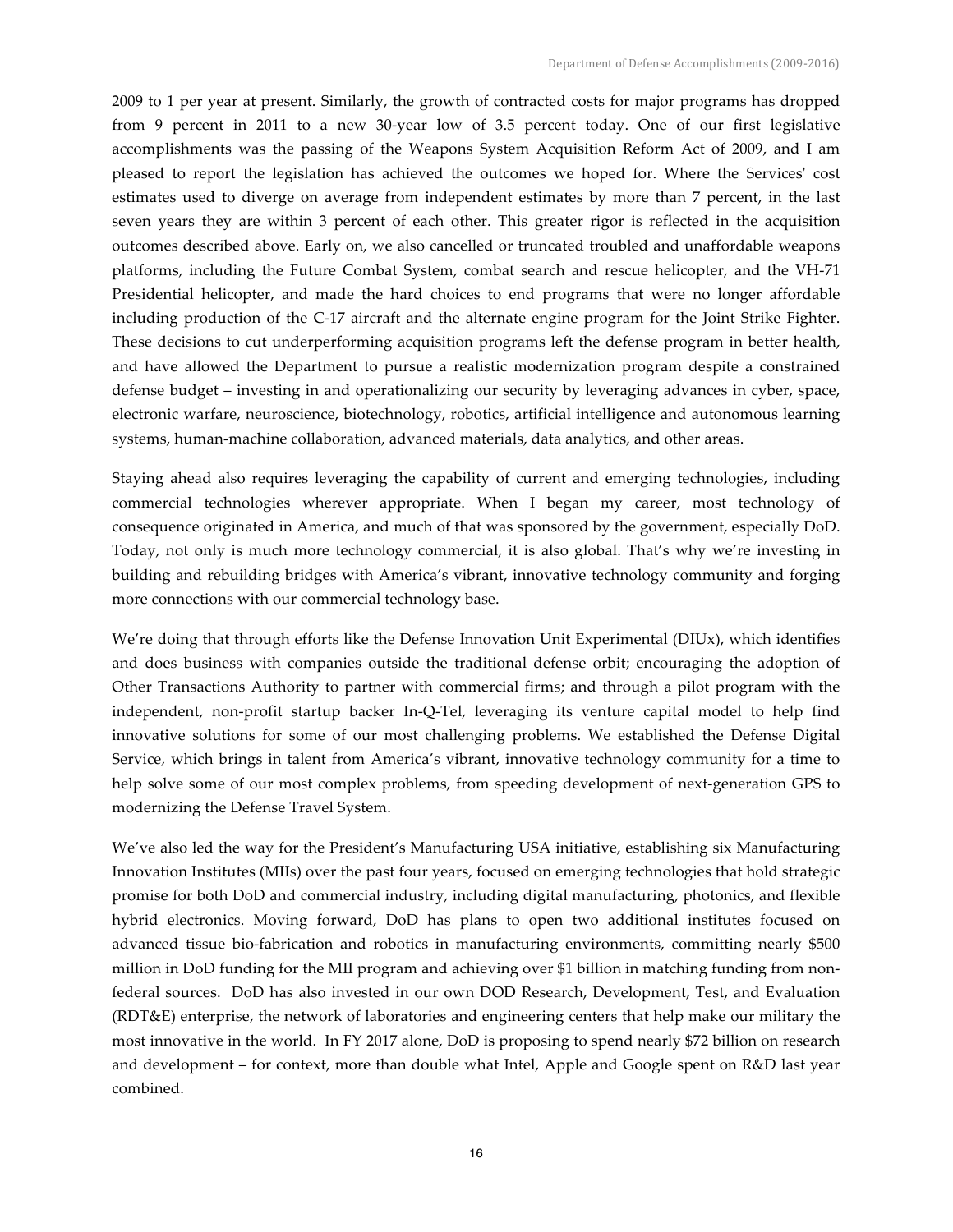2009 to 1 per year at present. Similarly, the growth of contracted costs for major programs has dropped from 9 percent in 2011 to a new 30-year low of 3.5 percent today. One of our first legislative accomplishments was the passing of the Weapons System Acquisition Reform Act of 2009, and I am pleased to report the legislation has achieved the outcomes we hoped for. Where the Services' cost estimates used to diverge on average from independent estimates by more than 7 percent, in the last seven years they are within 3 percent of each other. This greater rigor is reflected in the acquisition outcomes described above. Early on, we also cancelled or truncated troubled and unaffordable weapons platforms, including the Future Combat System, combat search and rescue helicopter, and the VH-71 Presidential helicopter, and made the hard choices to end programs that were no longer affordable including production of the C-17 aircraft and the alternate engine program for the Joint Strike Fighter. These decisions to cut underperforming acquisition programs left the defense program in better health, and have allowed the Department to pursue a realistic modernization program despite a constrained defense budget – investing in and operationalizing our security by leveraging advances in cyber, space, electronic warfare, neuroscience, biotechnology, robotics, artificial intelligence and autonomous learning systems, human-machine collaboration, advanced materials, data analytics, and other areas.

Staying ahead also requires leveraging the capability of current and emerging technologies, including commercial technologies wherever appropriate. When I began my career, most technology of consequence originated in America, and much of that was sponsored by the government, especially DoD. Today, not only is much more technology commercial, it is also global. That's why we're investing in building and rebuilding bridges with America's vibrant, innovative technology community and forging more connections with our commercial technology base.

We're doing that through efforts like the Defense Innovation Unit Experimental (DIUx), which identifies and does business with companies outside the traditional defense orbit; encouraging the adoption of Other Transactions Authority to partner with commercial firms; and through a pilot program with the independent, non-profit startup backer In-Q-Tel, leveraging its venture capital model to help find innovative solutions for some of our most challenging problems. We established the Defense Digital Service, which brings in talent from America's vibrant, innovative technology community for a time to help solve some of our most complex problems, from speeding development of next-generation GPS to modernizing the Defense Travel System.

We've also led the way for the President's Manufacturing USA initiative, establishing six Manufacturing Innovation Institutes (MIIs) over the past four years, focused on emerging technologies that hold strategic promise for both DoD and commercial industry, including digital manufacturing, photonics, and flexible hybrid electronics. Moving forward, DoD has plans to open two additional institutes focused on advanced tissue bio-fabrication and robotics in manufacturing environments, committing nearly $500 million in DoD funding for the MII program and achieving over $1 billion in matching funding from non-federal sources. DoD has also invested in our own DOD Research, Development, Test, and Evaluation (RDT&E) enterprise, the network of laboratories and engineering centers that help make our military the most innovative in the world. In FY 2017 alone, DoD is proposing to spend nearly $72 billion on research and development – for context, more than double what Intel, Apple and Google spent on R&D last year combined.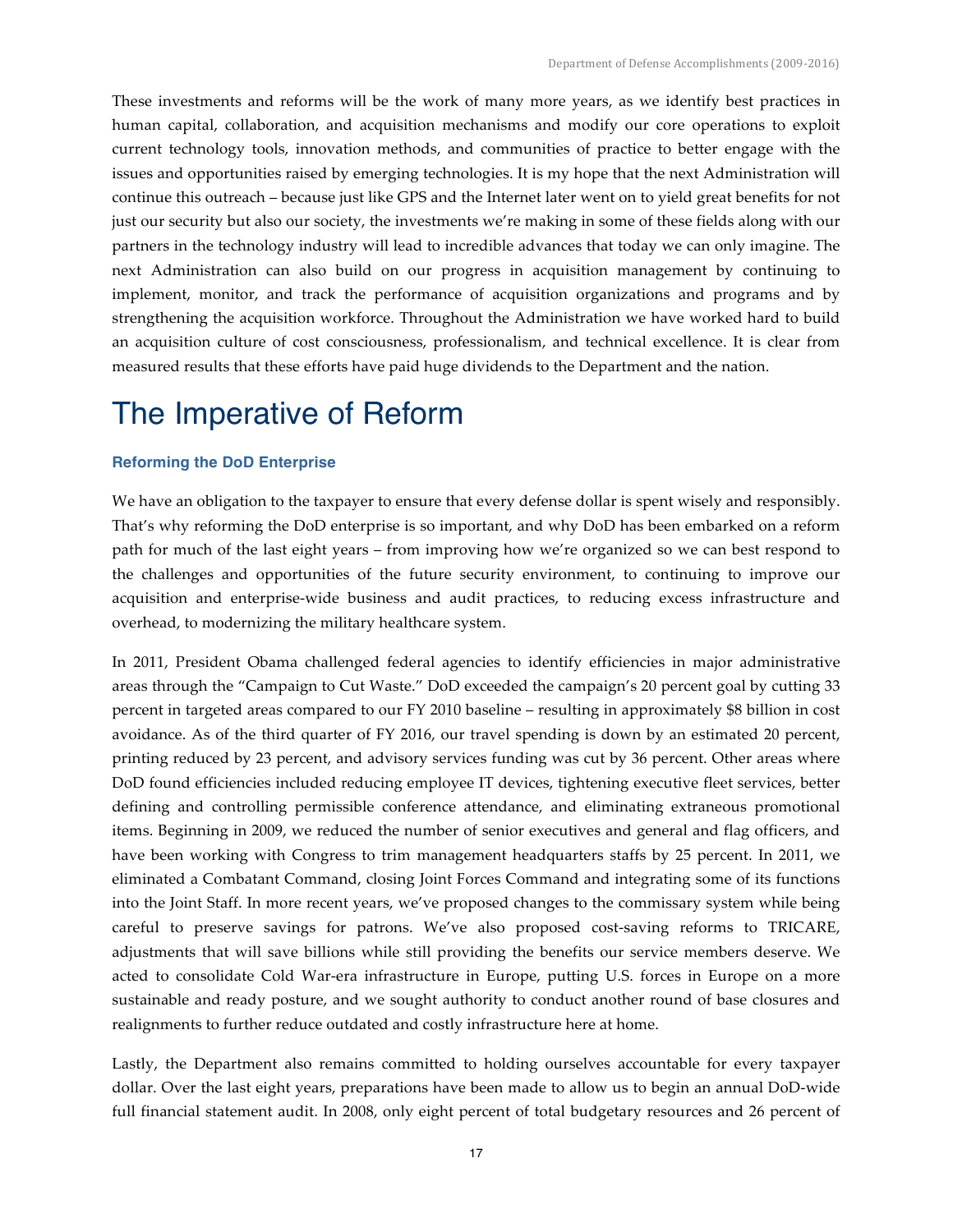These investments and reforms will be the work of many more years, as we identify best practices in human capital, collaboration, and acquisition mechanisms and modify our core operations to exploit current technology tools, innovation methods, and communities of practice to better engage with the issues and opportunities raised by emerging technologies. It is my hope that the next Administration will continue this outreach – because just like GPS and the Internet later went on to yield great benefits for not just our security but also our society, the investments we're making in some of these fields along with our partners in the technology industry will lead to incredible advances that today we can only imagine. The next Administration can also build on our progress in acquisition management by continuing to implement, monitor, and track the performance of acquisition organizations and programs and by strengthening the acquisition workforce. Throughout the Administration we have worked hard to build an acquisition culture of cost consciousness, professionalism, and technical excellence. It is clear from measured results that these efforts have paid huge dividends to the Department and the nation.

# The Imperative of Reform

### Reforming the DoD Enterprise

We have an obligation to the taxpayer to ensure that every defense dollar is spent wisely and responsibly. That's why reforming the DoD enterprise is so important, and why DoD has been embarked on a reform path for much of the last eight years – from improving how we're organized so we can best respond to the challenges and opportunities of the future security environment, to continuing to improve our acquisition and enterprise-wide business and audit practices, to reducing excess infrastructure and overhead, to modernizing the military healthcare system.

In 2011, President Obama challenged federal agencies to identify efficiencies in major administrative areas through the "Campaign to Cut Waste." DoD exceeded the campaign's 20 percent goal by cutting 33 percent in targeted areas compared to our FY 2010 baseline – resulting in approximately $8 billion in cost avoidance. As of the third quarter of FY 2016, our travel spending is down by an estimated 20 percent, printing reduced by 23 percent, and advisory services funding was cut by 36 percent. Other areas where DoD found efficiencies included reducing employee IT devices, tightening executive fleet services, better defining and controlling permissible conference attendance, and eliminating extraneous promotional items. Beginning in 2009, we reduced the number of senior executives and general and flag officers, and have been working with Congress to trim management headquarters staffs by 25 percent. In 2011, we eliminated a Combatant Command, closing Joint Forces Command and integrating some of its functions into the Joint Staff. In more recent years, we've proposed changes to the commissary system while being careful to preserve savings for patrons. We've also proposed cost-saving reforms to TRICARE, adjustments that will save billions while still providing the benefits our service members deserve. We acted to consolidate Cold War-era infrastructure in Europe, putting U.S. forces in Europe on a more sustainable and ready posture, and we sought authority to conduct another round of base closures and realignments to further reduce outdated and costly infrastructure here at home.

Lastly, the Department also remains committed to holding ourselves accountable for every taxpayer dollar. Over the last eight years, preparations have been made to allow us to begin an annual DoD-wide full financial statement audit. In 2008, only eight percent of total budgetary resources and 26 percent of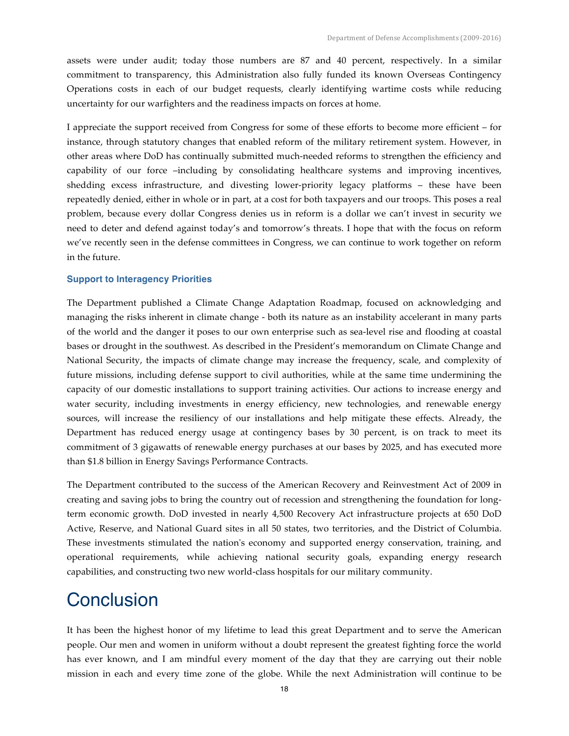assets were under audit; today those numbers are 87 and 40 percent, respectively. In a similar commitment to transparency, this Administration also fully funded its known Overseas Contingency Operations costs in each of our budget requests, clearly identifying wartime costs while reducing uncertainty for our warfighters and the readiness impacts on forces at home.

I appreciate the support received from Congress for some of these efforts to become more efficient – for instance, through statutory changes that enabled reform of the military retirement system. However, in other areas where DoD has continually submitted much-needed reforms to strengthen the efficiency and capability of our force –including by consolidating healthcare systems and improving incentives, shedding excess infrastructure, and divesting lower-priority legacy platforms – these have been repeatedly denied, either in whole or in part, at a cost for both taxpayers and our troops. This poses a real problem, because every dollar Congress denies us in reform is a dollar we can't invest in security we need to deter and defend against today's and tomorrow's threats. I hope that with the focus on reform we've recently seen in the defense committees in Congress, we can continue to work together on reform in the future.

### Support to Interagency Priorities

The Department published a Climate Change Adaptation Roadmap, focused on acknowledging and managing the risks inherent in climate change - both its nature as an instability accelerant in many parts of the world and the danger it poses to our own enterprise such as sea-level rise and flooding at coastal bases or drought in the southwest. As described in the President's memorandum on Climate Change and National Security, the impacts of climate change may increase the frequency, scale, and complexity of future missions, including defense support to civil authorities, while at the same time undermining the capacity of our domestic installations to support training activities. Our actions to increase energy and water security, including investments in energy efficiency, new technologies, and renewable energy sources, will increase the resiliency of our installations and help mitigate these effects. Already, the Department has reduced energy usage at contingency bases by 30 percent, is on track to meet its commitment of 3 gigawatts of renewable energy purchases at our bases by 2025, and has executed more than $1.8 billion in Energy Savings Performance Contracts.

The Department contributed to the success of the American Recovery and Reinvestment Act of 2009 in creating and saving jobs to bring the country out of recession and strengthening the foundation for long-term economic growth. DoD invested in nearly 4,500 Recovery Act infrastructure projects at 650 DoD Active, Reserve, and National Guard sites in all 50 states, two territories, and the District of Columbia. These investments stimulated the nation's economy and supported energy conservation, training, and operational requirements, while achieving national security goals, expanding energy research capabilities, and constructing two new world-class hospitals for our military community.

# Conclusion

It has been the highest honor of my lifetime to lead this great Department and to serve the American people. Our men and women in uniform without a doubt represent the greatest fighting force the world has ever known, and I am mindful every moment of the day that they are carrying out their noble mission in each and every time zone of the globe. While the next Administration will continue to be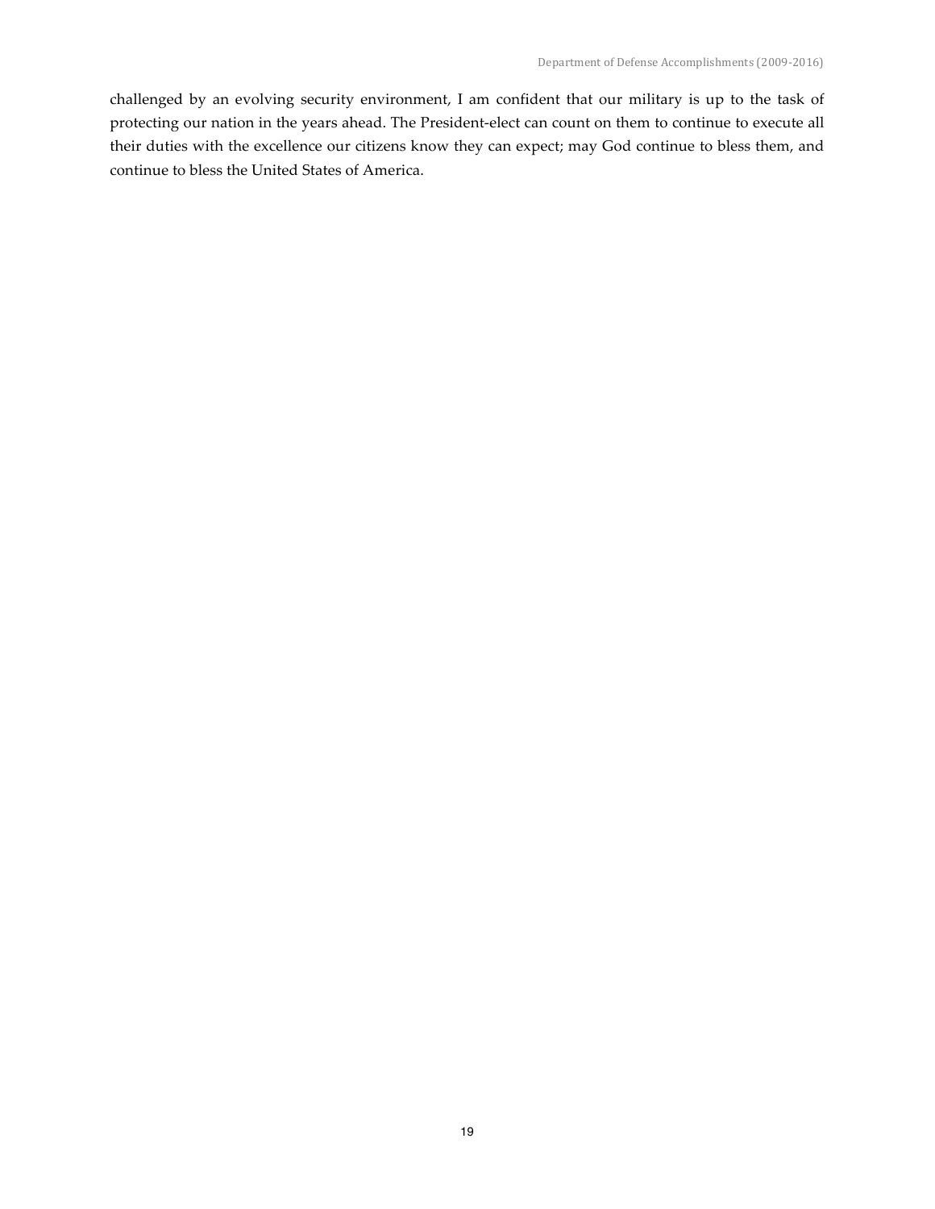challenged by an evolving security environment, I am confident that our military is up to the task of protecting our nation in the years ahead. The President-elect can count on them to continue to execute all their duties with the excellence our citizens know they can expect; may God continue to bless them, and continue to bless the United States of America.